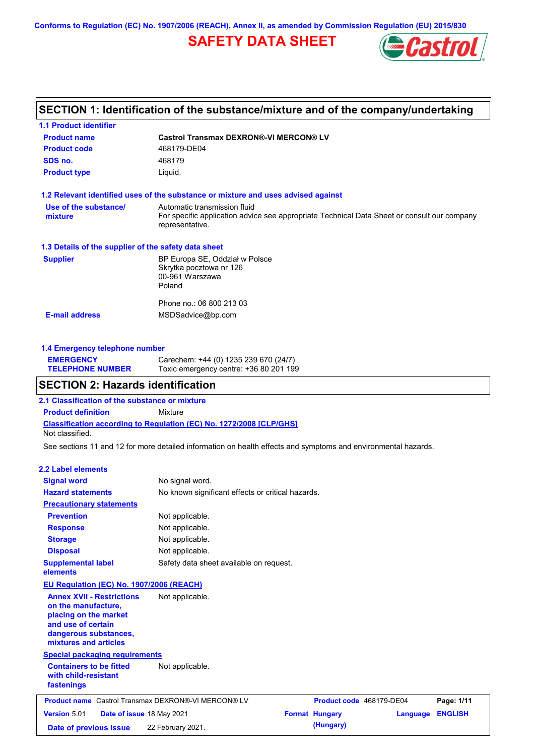Conforms to Regulation (EC) No. 1907/2006 (REACH), Annex II, as amended by Commission Regulation (EU) 2015/830

# SAFETY DATA SHEET

## SECTION 1: Identification of the substance/mixture and of the company/undertaking

### 1.1 Product identifier

| | |
|---|---|
| **Product name** | **Castrol Transmax DEXRON®-VI MERCON® LV** |
| **Product code** | 468179-DE04 |
| **SDS no.** | 468179 |
| **Product type** | Liquid. |

### 1.2 Relevant identified uses of the substance or mixture and uses advised against

| | |
|---|---|
| **Use of the substance/ mixture** | Automatic transmission fluid<br>For specific application advice see appropriate Technical Data Sheet or consult our company representative. |

### 1.3 Details of the supplier of the safety data sheet

| | |
|---|---|
| **Supplier** | BP Europa SE, Oddział w Polsce<br>Skrytka pocztowa nr 126<br>00-961 Warszawa<br>Poland<br><br>Phone no.: 06 800 213 03 |
| **E-mail address** | MSDSadvice@bp.com |

### 1.4 Emergency telephone number

| | |
|---|---|
| **EMERGENCY TELEPHONE NUMBER** | Carechem: +44 (0) 1235 239 670 (24/7)<br>Toxic emergency centre: +36 80 201 199 |

## SECTION 2: Hazards identification

### 2.1 Classification of the substance or mixture

**Product definition** Mixture

**Classification according to Regulation (EC) No. 1272/2008 [CLP/GHS]**

Not classified.

See sections 11 and 12 for more detailed information on health effects and symptoms and environmental hazards.

### 2.2 Label elements

| | |
|---|---|
| **Signal word** | No signal word. |
| **Hazard statements** | No known significant effects or critical hazards. |

**Precautionary statements**

| | |
|---|---|
| **Prevention** | Not applicable. |
| **Response** | Not applicable. |
| **Storage** | Not applicable. |
| **Disposal** | Not applicable. |
| **Supplemental label elements** | Safety data sheet available on request. |

**EU Regulation (EC) No. 1907/2006 (REACH)**

| | |
|---|---|
| **Annex XVII - Restrictions on the manufacture, placing on the market and use of certain dangerous substances, mixtures and articles** | Not applicable. |

**Special packaging requirements**

| | |
|---|---|
| **Containers to be fitted with child-resistant fastenings** | Not applicable. |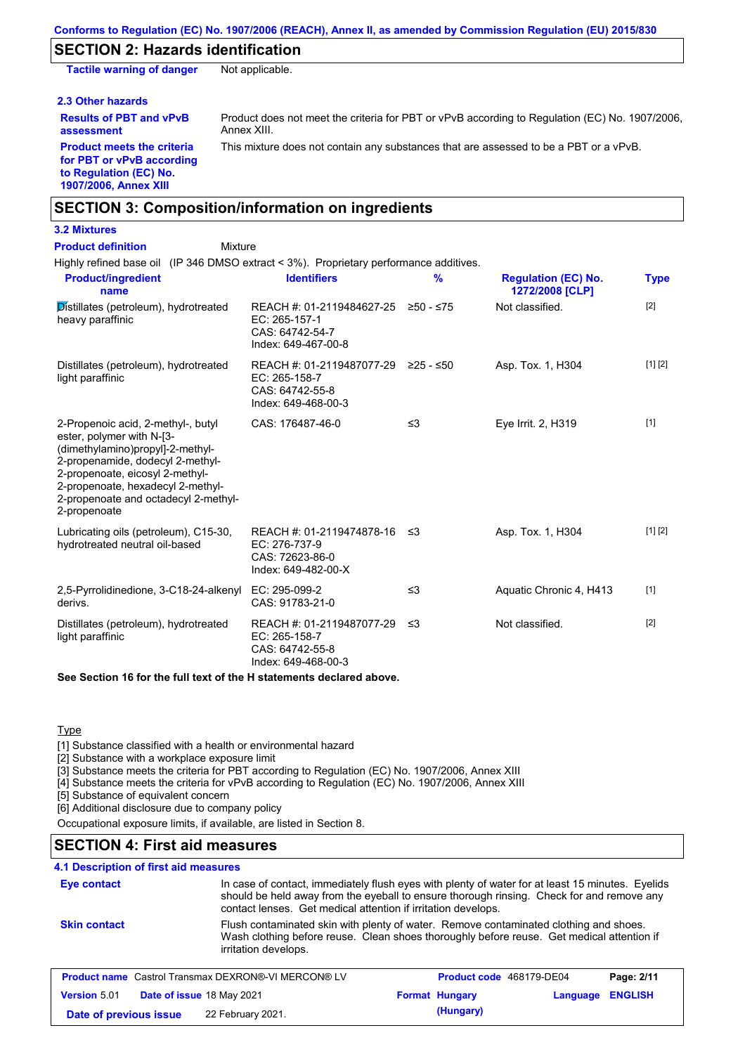## SECTION 2: Hazards identification

**Tactile warning of danger** Not applicable.

### 2.3 Other hazards

**Results of PBT and vPvB assessment** Product does not meet the criteria for PBT or vPvB according to Regulation (EC) No. 1907/2006, Annex XIII.

**Product meets the criteria for PBT or vPvB according to Regulation (EC) No. 1907/2006, Annex XIII** This mixture does not contain any substances that are assessed to be a PBT or a vPvB.

## SECTION 3: Composition/information on ingredients

### 3.2 Mixtures

**Product definition** Mixture

Highly refined base oil (IP 346 DMSO extract < 3%). Proprietary performance additives.

| Product/ingredient name | Identifiers | % | Regulation (EC) No. 1272/2008 [CLP] | Type |
|---|---|---|---|---|
| Distillates (petroleum), hydrotreated heavy paraffinic | REACH #: 01-2119484627-25<br>EC: 265-157-1<br>CAS: 64742-54-7<br>Index: 649-467-00-8 | ≥50 - ≤75 | Not classified. | [2] |
| Distillates (petroleum), hydrotreated light paraffinic | REACH #: 01-2119487077-29<br>EC: 265-158-7<br>CAS: 64742-55-8<br>Index: 649-468-00-3 | ≥25 - ≤50 | Asp. Tox. 1, H304 | [1] [2] |
| 2-Propenoic acid, 2-methyl-, butyl ester, polymer with N-[3-(dimethylamino)propyl]-2-methyl-2-propenamide, dodecyl 2-methyl-2-propenoate, eicosyl 2-methyl-2-propenoate, hexadecyl 2-methyl-2-propenoate and octadecyl 2-methyl-2-propenoate | CAS: 176487-46-0 | ≤3 | Eye Irrit. 2, H319 | [1] |
| Lubricating oils (petroleum), C15-30, hydrotreated neutral oil-based | REACH #: 01-2119474878-16<br>EC: 276-737-9<br>CAS: 72623-86-0<br>Index: 649-482-00-X | ≤3 | Asp. Tox. 1, H304 | [1] [2] |
| 2,5-Pyrrolidinedione, 3-C18-24-alkenyl derivs. | EC: 295-099-2<br>CAS: 91783-21-0 | ≤3 | Aquatic Chronic 4, H413 | [1] |
| Distillates (petroleum), hydrotreated light paraffinic | REACH #: 01-2119487077-29<br>EC: 265-158-7<br>CAS: 64742-55-8<br>Index: 649-468-00-3 | ≤3 | Not classified. | [2] |

**See Section 16 for the full text of the H statements declared above.**

Type

[1] Substance classified with a health or environmental hazard
[2] Substance with a workplace exposure limit
[3] Substance meets the criteria for PBT according to Regulation (EC) No. 1907/2006, Annex XIII
[4] Substance meets the criteria for vPvB according to Regulation (EC) No. 1907/2006, Annex XIII
[5] Substance of equivalent concern
[6] Additional disclosure due to company policy

Occupational exposure limits, if available, are listed in Section 8.

## SECTION 4: First aid measures

### 4.1 Description of first aid measures

**Eye contact** In case of contact, immediately flush eyes with plenty of water for at least 15 minutes. Eyelids should be held away from the eyeball to ensure thorough rinsing. Check for and remove any contact lenses. Get medical attention if irritation develops.

**Skin contact** Flush contaminated skin with plenty of water. Remove contaminated clothing and shoes. Wash clothing before reuse. Clean shoes thoroughly before reuse. Get medical attention if irritation develops.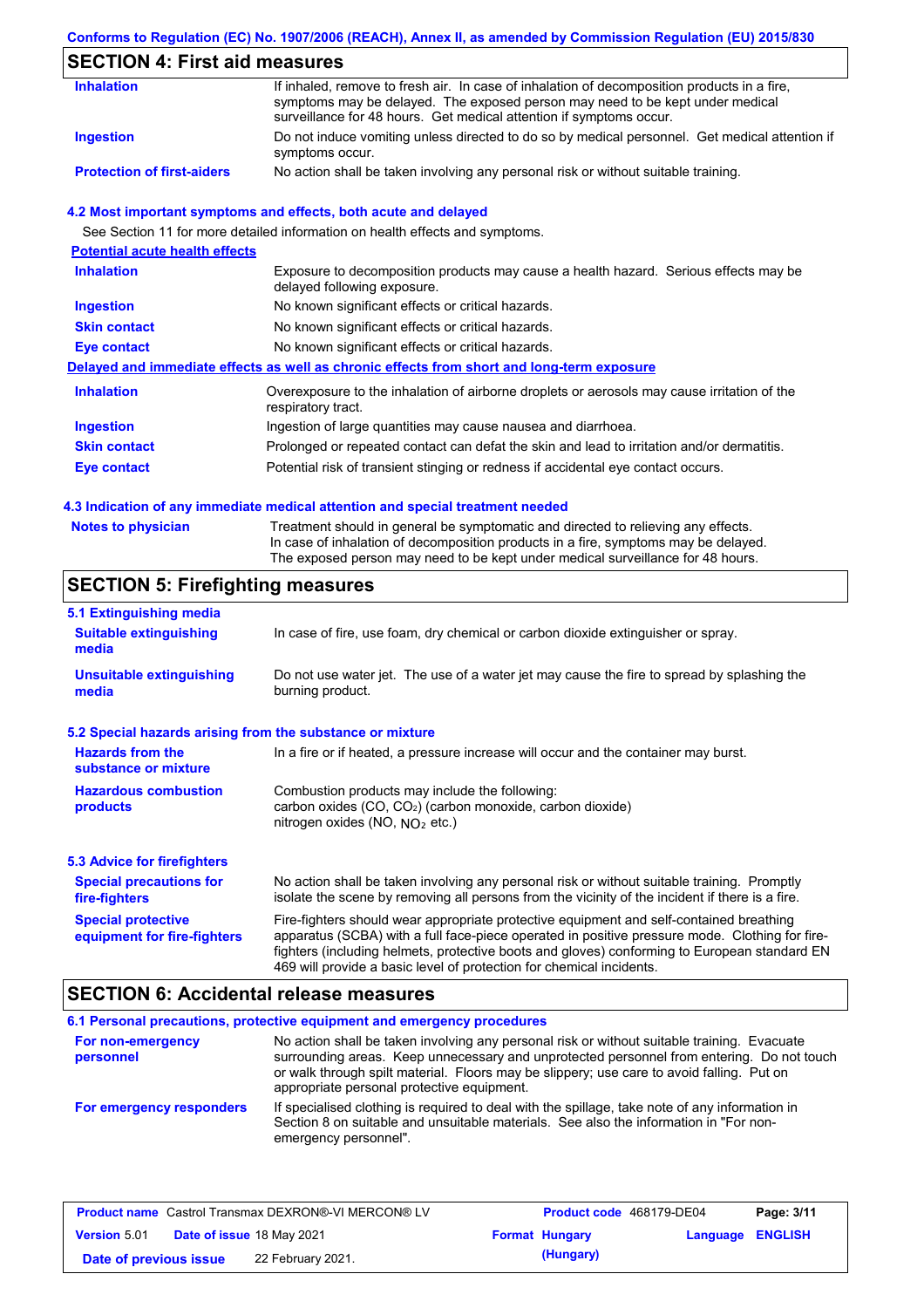## SECTION 4: First aid measures

| | |
|---|---|
| **Inhalation** | If inhaled, remove to fresh air. In case of inhalation of decomposition products in a fire, symptoms may be delayed. The exposed person may need to be kept under medical surveillance for 48 hours. Get medical attention if symptoms occur. |
| **Ingestion** | Do not induce vomiting unless directed to do so by medical personnel. Get medical attention if symptoms occur. |
| **Protection of first-aiders** | No action shall be taken involving any personal risk or without suitable training. |

### 4.2 Most important symptoms and effects, both acute and delayed

See Section 11 for more detailed information on health effects and symptoms.

**Potential acute health effects**

| | |
|---|---|
| **Inhalation** | Exposure to decomposition products may cause a health hazard. Serious effects may be delayed following exposure. |
| **Ingestion** | No known significant effects or critical hazards. |
| **Skin contact** | No known significant effects or critical hazards. |
| **Eye contact** | No known significant effects or critical hazards. |

**Delayed and immediate effects as well as chronic effects from short and long-term exposure**

| | |
|---|---|
| **Inhalation** | Overexposure to the inhalation of airborne droplets or aerosols may cause irritation of the respiratory tract. |
| **Ingestion** | Ingestion of large quantities may cause nausea and diarrhoea. |
| **Skin contact** | Prolonged or repeated contact can defat the skin and lead to irritation and/or dermatitis. |
| **Eye contact** | Potential risk of transient stinging or redness if accidental eye contact occurs. |

### 4.3 Indication of any immediate medical attention and special treatment needed

| | |
|---|---|
| **Notes to physician** | Treatment should in general be symptomatic and directed to relieving any effects. In case of inhalation of decomposition products in a fire, symptoms may be delayed. The exposed person may need to be kept under medical surveillance for 48 hours. |

## SECTION 5: Firefighting measures

### 5.1 Extinguishing media

| | |
|---|---|
| **Suitable extinguishing media** | In case of fire, use foam, dry chemical or carbon dioxide extinguisher or spray. |
| **Unsuitable extinguishing media** | Do not use water jet. The use of a water jet may cause the fire to spread by splashing the burning product. |

### 5.2 Special hazards arising from the substance or mixture

| | |
|---|---|
| **Hazards from the substance or mixture** | In a fire or if heated, a pressure increase will occur and the container may burst. |
| **Hazardous combustion products** | Combustion products may include the following:<br>carbon oxides ($CO$, $CO_2$) (carbon monoxide, carbon dioxide)<br>nitrogen oxides ($NO$, $NO_2$ etc.) |

### 5.3 Advice for firefighters

| | |
|---|---|
| **Special precautions for fire-fighters** | No action shall be taken involving any personal risk or without suitable training. Promptly isolate the scene by removing all persons from the vicinity of the incident if there is a fire. |
| **Special protective equipment for fire-fighters** | Fire-fighters should wear appropriate protective equipment and self-contained breathing apparatus (SCBA) with a full face-piece operated in positive pressure mode. Clothing for fire-fighters (including helmets, protective boots and gloves) conforming to European standard EN 469 will provide a basic level of protection for chemical incidents. |

## SECTION 6: Accidental release measures

### 6.1 Personal precautions, protective equipment and emergency procedures

| | |
|---|---|
| **For non-emergency personnel** | No action shall be taken involving any personal risk or without suitable training. Evacuate surrounding areas. Keep unnecessary and unprotected personnel from entering. Do not touch or walk through spilt material. Floors may be slippery; use care to avoid falling. Put on appropriate personal protective equipment. |
| **For emergency responders** | If specialised clothing is required to deal with the spillage, take note of any information in Section 8 on suitable and unsuitable materials. See also the information in "For non-emergency personnel". |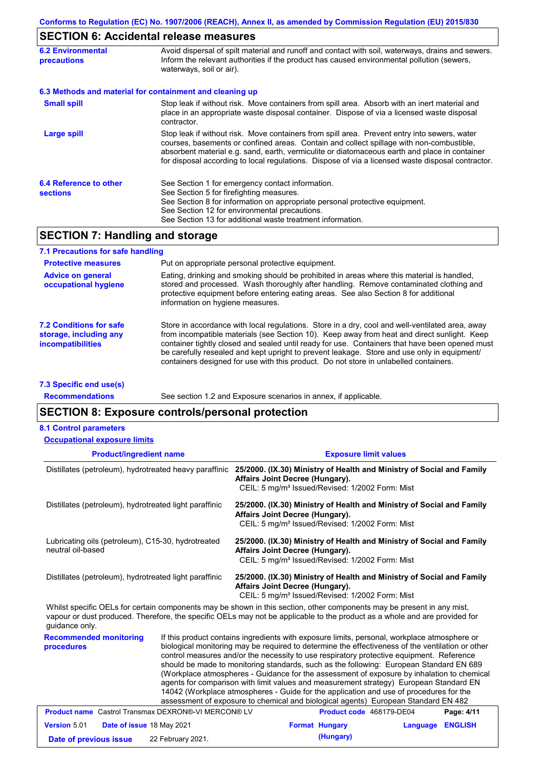## SECTION 6: Accidental release measures

**6.2 Environmental precautions**

Avoid dispersal of spilt material and runoff and contact with soil, waterways, drains and sewers. Inform the relevant authorities if the product has caused environmental pollution (sewers, waterways, soil or air).

**6.3 Methods and material for containment and cleaning up**

**Small spill**

Stop leak if without risk. Move containers from spill area. Absorb with an inert material and place in an appropriate waste disposal container. Dispose of via a licensed waste disposal contractor.

**Large spill**

Stop leak if without risk. Move containers from spill area. Prevent entry into sewers, water courses, basements or confined areas. Contain and collect spillage with non-combustible, absorbent material e.g. sand, earth, vermiculite or diatomaceous earth and place in container for disposal according to local regulations. Dispose of via a licensed waste disposal contractor.

**6.4 Reference to other sections**

See Section 1 for emergency contact information.
See Section 5 for firefighting measures.
See Section 8 for information on appropriate personal protective equipment.
See Section 12 for environmental precautions.
See Section 13 for additional waste treatment information.

## SECTION 7: Handling and storage

**7.1 Precautions for safe handling**

**Protective measures**

Put on appropriate personal protective equipment.

**Advice on general occupational hygiene**

Eating, drinking and smoking should be prohibited in areas where this material is handled, stored and processed. Wash thoroughly after handling. Remove contaminated clothing and protective equipment before entering eating areas. See also Section 8 for additional information on hygiene measures.

**7.2 Conditions for safe storage, including any incompatibilities**

Store in accordance with local regulations. Store in a dry, cool and well-ventilated area, away from incompatible materials (see Section 10). Keep away from heat and direct sunlight. Keep container tightly closed and sealed until ready for use. Containers that have been opened must be carefully resealed and kept upright to prevent leakage. Store and use only in equipment/ containers designed for use with this product. Do not store in unlabelled containers.

**7.3 Specific end use(s)**

**Recommendations**

See section 1.2 and Exposure scenarios in annex, if applicable.

## SECTION 8: Exposure controls/personal protection

**8.1 Control parameters**

**Occupational exposure limits**

| Product/ingredient name | Exposure limit values |
|---|---|
| Distillates (petroleum), hydrotreated heavy paraffinic | **25/2000. (IX.30) Ministry of Health and Ministry of Social and Family Affairs Joint Decree (Hungary).** CEIL: 5 mg/m³ Issued/Revised: 1/2002 Form: Mist |
| Distillates (petroleum), hydrotreated light paraffinic | **25/2000. (IX.30) Ministry of Health and Ministry of Social and Family Affairs Joint Decree (Hungary).** CEIL: 5 mg/m³ Issued/Revised: 1/2002 Form: Mist |
| Lubricating oils (petroleum), C15-30, hydrotreated neutral oil-based | **25/2000. (IX.30) Ministry of Health and Ministry of Social and Family Affairs Joint Decree (Hungary).** CEIL: 5 mg/m³ Issued/Revised: 1/2002 Form: Mist |
| Distillates (petroleum), hydrotreated light paraffinic | **25/2000. (IX.30) Ministry of Health and Ministry of Social and Family Affairs Joint Decree (Hungary).** CEIL: 5 mg/m³ Issued/Revised: 1/2002 Form: Mist |

Whilst specific OELs for certain components may be shown in this section, other components may be present in any mist, vapour or dust produced. Therefore, the specific OELs may not be applicable to the product as a whole and are provided for guidance only.

**Recommended monitoring procedures**

If this product contains ingredients with exposure limits, personal, workplace atmosphere or biological monitoring may be required to determine the effectiveness of the ventilation or other control measures and/or the necessity to use respiratory protective equipment. Reference should be made to monitoring standards, such as the following: European Standard EN 689 (Workplace atmospheres - Guidance for the assessment of exposure by inhalation to chemical agents for comparison with limit values and measurement strategy) European Standard EN 14042 (Workplace atmospheres - Guide for the application and use of procedures for the assessment of exposure to chemical and biological agents) European Standard EN 482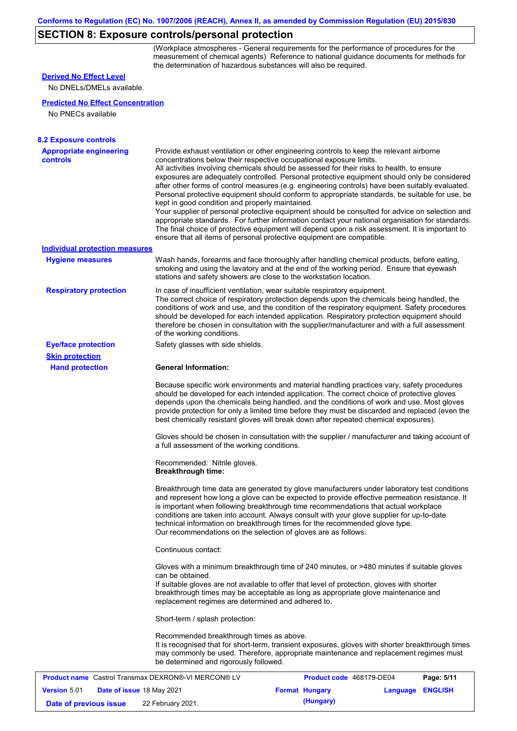## SECTION 8: Exposure controls/personal protection

(Workplace atmospheres - General requirements for the performance of procedures for the measurement of chemical agents) Reference to national guidance documents for methods for the determination of hazardous substances will also be required.

**Derived No Effect Level**

No DNELs/DMELs available.

**Predicted No Effect Concentration**

No PNECs available

### 8.2 Exposure controls

**Appropriate engineering controls**

Provide exhaust ventilation or other engineering controls to keep the relevant airborne concentrations below their respective occupational exposure limits.
All activities involving chemicals should be assessed for their risks to health, to ensure exposures are adequately controlled. Personal protective equipment should only be considered after other forms of control measures (e.g. engineering controls) have been suitably evaluated. Personal protective equipment should conform to appropriate standards, be suitable for use, be kept in good condition and properly maintained.
Your supplier of personal protective equipment should be consulted for advice on selection and appropriate standards. For further information contact your national organisation for standards. The final choice of protective equipment will depend upon a risk assessment. It is important to ensure that all items of personal protective equipment are compatible.

**Individual protection measures**

**Hygiene measures**

Wash hands, forearms and face thoroughly after handling chemical products, before eating, smoking and using the lavatory and at the end of the working period. Ensure that eyewash stations and safety showers are close to the workstation location.

**Respiratory protection**

In case of insufficient ventilation, wear suitable respiratory equipment.
The correct choice of respiratory protection depends upon the chemicals being handled, the conditions of work and use, and the condition of the respiratory equipment. Safety procedures should be developed for each intended application. Respiratory protection equipment should therefore be chosen in consultation with the supplier/manufacturer and with a full assessment of the working conditions.

**Eye/face protection**

Safety glasses with side shields.

**Skin protection**

**Hand protection**

**General Information:**

Because specific work environments and material handling practices vary, safety procedures should be developed for each intended application. The correct choice of protective gloves depends upon the chemicals being handled, and the conditions of work and use. Most gloves provide protection for only a limited time before they must be discarded and replaced (even the best chemically resistant gloves will break down after repeated chemical exposures).

Gloves should be chosen in consultation with the supplier / manufacturer and taking account of a full assessment of the working conditions.

Recommended: Nitrile gloves.
**Breakthrough time:**

Breakthrough time data are generated by glove manufacturers under laboratory test conditions and represent how long a glove can be expected to provide effective permeation resistance. It is important when following breakthrough time recommendations that actual workplace conditions are taken into account. Always consult with your glove supplier for up-to-date technical information on breakthrough times for the recommended glove type.
Our recommendations on the selection of gloves are as follows:

Continuous contact:

Gloves with a minimum breakthrough time of 240 minutes, or >480 minutes if suitable gloves can be obtained.
If suitable gloves are not available to offer that level of protection, gloves with shorter breakthrough times may be acceptable as long as appropriate glove maintenance and replacement regimes are determined and adhered to.

Short-term / splash protection:

Recommended breakthrough times as above.
It is recognised that for short-term, transient exposures, gloves with shorter breakthrough times may commonly be used. Therefore, appropriate maintenance and replacement regimes must be determined and rigorously followed.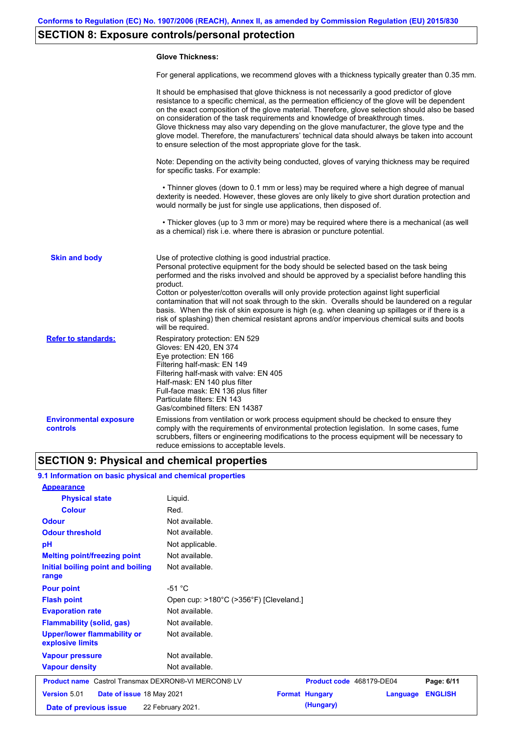## SECTION 8: Exposure controls/personal protection

**Glove Thickness:**

For general applications, we recommend gloves with a thickness typically greater than 0.35 mm.

It should be emphasised that glove thickness is not necessarily a good predictor of glove resistance to a specific chemical, as the permeation efficiency of the glove will be dependent on the exact composition of the glove material. Therefore, glove selection should also be based on consideration of the task requirements and knowledge of breakthrough times.
Glove thickness may also vary depending on the glove manufacturer, the glove type and the glove model. Therefore, the manufacturers' technical data should always be taken into account to ensure selection of the most appropriate glove for the task.

Note: Depending on the activity being conducted, gloves of varying thickness may be required for specific tasks. For example:

- Thinner gloves (down to 0.1 mm or less) may be required where a high degree of manual dexterity is needed. However, these gloves are only likely to give short duration protection and would normally be just for single use applications, then disposed of.

- Thicker gloves (up to 3 mm or more) may be required where there is a mechanical (as well as a chemical) risk i.e. where there is abrasion or puncture potential.

**Skin and body**

Use of protective clothing is good industrial practice.
Personal protective equipment for the body should be selected based on the task being performed and the risks involved and should be approved by a specialist before handling this product.
Cotton or polyester/cotton overalls will only provide protection against light superficial contamination that will not soak through to the skin. Overalls should be laundered on a regular basis. When the risk of skin exposure is high (e.g. when cleaning up spillages or if there is a risk of splashing) then chemical resistant aprons and/or impervious chemical suits and boots will be required.

**Refer to standards:**

Respiratory protection: EN 529
Gloves: EN 420, EN 374
Eye protection: EN 166
Filtering half-mask: EN 149
Filtering half-mask with valve: EN 405
Half-mask: EN 140 plus filter
Full-face mask: EN 136 plus filter
Particulate filters: EN 143
Gas/combined filters: EN 14387

**Environmental exposure controls**

Emissions from ventilation or work process equipment should be checked to ensure they comply with the requirements of environmental protection legislation. In some cases, fume scrubbers, filters or engineering modifications to the process equipment will be necessary to reduce emissions to acceptable levels.

## SECTION 9: Physical and chemical properties

### 9.1 Information on basic physical and chemical properties

| Property | Value |
|---|---|
| **Appearance** | |
| Physical state | Liquid. |
| Colour | Red. |
| Odour | Not available. |
| Odour threshold | Not available. |
| pH | Not applicable. |
| Melting point/freezing point | Not available. |
| Initial boiling point and boiling range | Not available. |
| Pour point | -51 °C |
| Flash point | Open cup: >180°C (>356°F) [Cleveland.] |
| Evaporation rate | Not available. |
| Flammability (solid, gas) | Not available. |
| Upper/lower flammability or explosive limits | Not available. |
| Vapour pressure | Not available. |
| Vapour density | Not available. |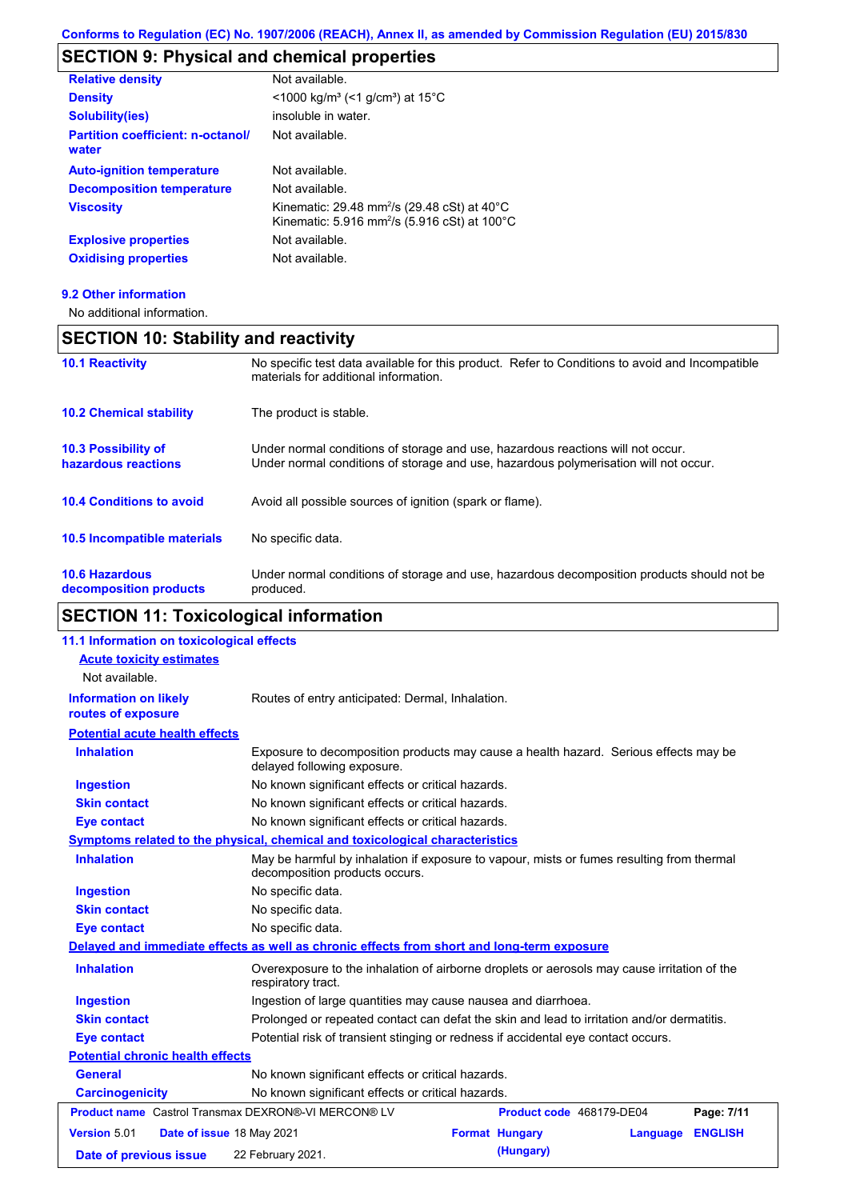## SECTION 9: Physical and chemical properties

| | |
|---|---|
| **Relative density** | Not available. |
| **Density** | <1000 kg/m³ (<1 g/cm³) at 15°C |
| **Solubility(ies)** | insoluble in water. |
| **Partition coefficient: n-octanol/ water** | Not available. |
| **Auto-ignition temperature** | Not available. |
| **Decomposition temperature** | Not available. |
| **Viscosity** | Kinematic: 29.48 $mm^2/s$ (29.48 cSt) at 40°C<br>Kinematic: 5.916 $mm^2/s$ (5.916 cSt) at 100°C |
| **Explosive properties** | Not available. |
| **Oxidising properties** | Not available. |

### 9.2 Other information

No additional information.

## SECTION 10: Stability and reactivity

| | |
|---|---|
| **10.1 Reactivity** | No specific test data available for this product. Refer to Conditions to avoid and Incompatible materials for additional information. |
| **10.2 Chemical stability** | The product is stable. |
| **10.3 Possibility of hazardous reactions** | Under normal conditions of storage and use, hazardous reactions will not occur.<br>Under normal conditions of storage and use, hazardous polymerisation will not occur. |
| **10.4 Conditions to avoid** | Avoid all possible sources of ignition (spark or flame). |
| **10.5 Incompatible materials** | No specific data. |
| **10.6 Hazardous decomposition products** | Under normal conditions of storage and use, hazardous decomposition products should not be produced. |

## SECTION 11: Toxicological information

### 11.1 Information on toxicological effects

**Acute toxicity estimates**

Not available.

**Information on likely routes of exposure**: Routes of entry anticipated: Dermal, Inhalation.

**Potential acute health effects**

| | |
|---|---|
| **Inhalation** | Exposure to decomposition products may cause a health hazard. Serious effects may be delayed following exposure. |
| **Ingestion** | No known significant effects or critical hazards. |
| **Skin contact** | No known significant effects or critical hazards. |
| **Eye contact** | No known significant effects or critical hazards. |

**Symptoms related to the physical, chemical and toxicological characteristics**

| | |
|---|---|
| **Inhalation** | May be harmful by inhalation if exposure to vapour, mists or fumes resulting from thermal decomposition products occurs. |
| **Ingestion** | No specific data. |
| **Skin contact** | No specific data. |
| **Eye contact** | No specific data. |

**Delayed and immediate effects as well as chronic effects from short and long-term exposure**

| | |
|---|---|
| **Inhalation** | Overexposure to the inhalation of airborne droplets or aerosols may cause irritation of the respiratory tract. |
| **Ingestion** | Ingestion of large quantities may cause nausea and diarrhoea. |
| **Skin contact** | Prolonged or repeated contact can defat the skin and lead to irritation and/or dermatitis. |
| **Eye contact** | Potential risk of transient stinging or redness if accidental eye contact occurs. |

**Potential chronic health effects**

| | |
|---|---|
| **General** | No known significant effects or critical hazards. |
| **Carcinogenicity** | No known significant effects or critical hazards. |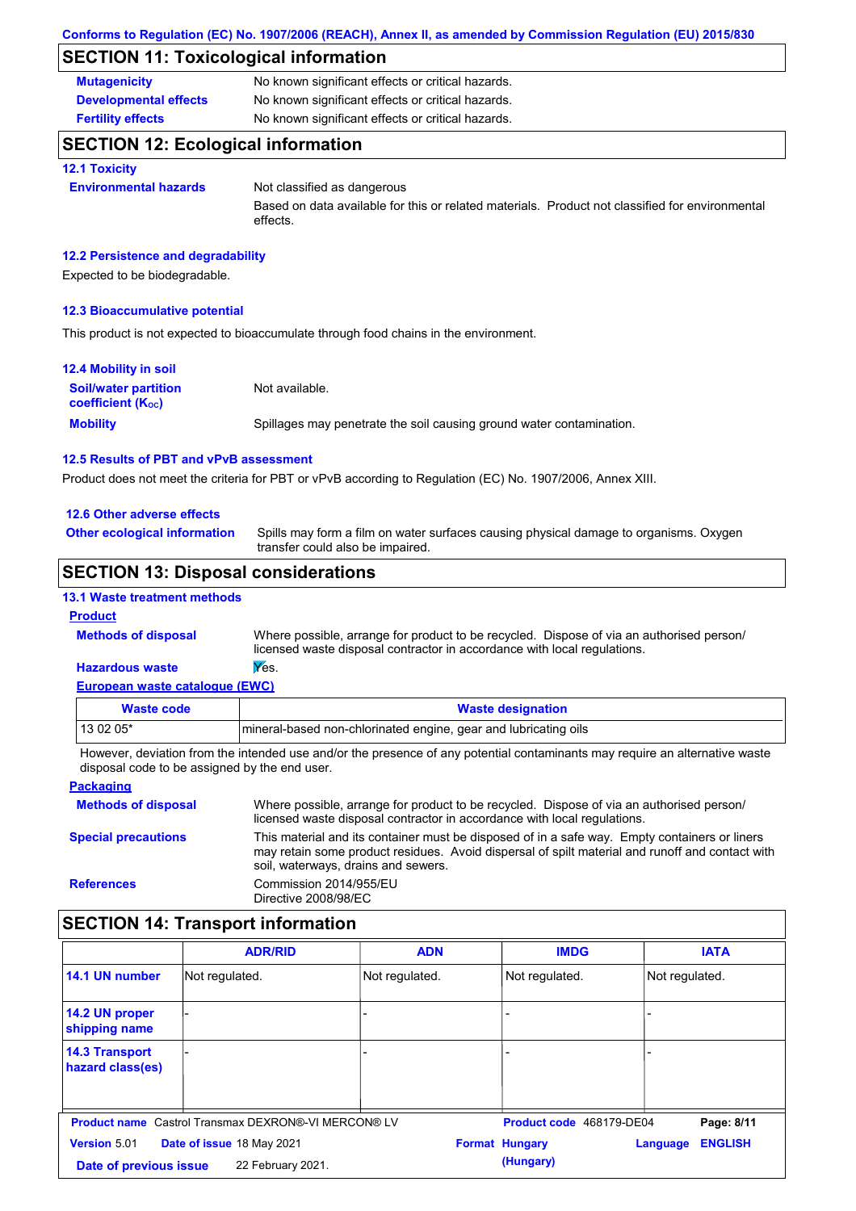Conforms to Regulation (EC) No. 1907/2006 (REACH), Annex II, as amended by Commission Regulation (EU) 2015/830

## SECTION 11: Toxicological information

**Mutagenicity** No known significant effects or critical hazards.

**Developmental effects** No known significant effects or critical hazards.

**Fertility effects** No known significant effects or critical hazards.

## SECTION 12: Ecological information

### 12.1 Toxicity

**Environmental hazards** Not classified as dangerous

Based on data available for this or related materials. Product not classified for environmental effects.

### 12.2 Persistence and degradability

Expected to be biodegradable.

### 12.3 Bioaccumulative potential

This product is not expected to bioaccumulate through food chains in the environment.

### 12.4 Mobility in soil

**Soil/water partition coefficient ($K_{OC}$)** Not available.

**Mobility** Spillages may penetrate the soil causing ground water contamination.

### 12.5 Results of PBT and vPvB assessment

Product does not meet the criteria for PBT or vPvB according to Regulation (EC) No. 1907/2006, Annex XIII.

### 12.6 Other adverse effects

**Other ecological information** Spills may form a film on water surfaces causing physical damage to organisms. Oxygen transfer could also be impaired.

## SECTION 13: Disposal considerations

### 13.1 Waste treatment methods

**Product**

**Methods of disposal** Where possible, arrange for product to be recycled. Dispose of via an authorised person/ licensed waste disposal contractor in accordance with local regulations.

**Hazardous waste** Yes.

**European waste catalogue (EWC)**

| Waste code | Waste designation |
|---|---|
| 13 02 05* | mineral-based non-chlorinated engine, gear and lubricating oils |

However, deviation from the intended use and/or the presence of any potential contaminants may require an alternative waste disposal code to be assigned by the end user.

**Packaging**

**Methods of disposal** Where possible, arrange for product to be recycled. Dispose of via an authorised person/ licensed waste disposal contractor in accordance with local regulations.

**Special precautions** This material and its container must be disposed of in a safe way. Empty containers or liners may retain some product residues. Avoid dispersal of spilt material and runoff and contact with soil, waterways, drains and sewers.

**References** Commission 2014/955/EU
Directive 2008/98/EC

## SECTION 14: Transport information

| | ADR/RID | ADN | IMDG | IATA |
|---|---|---|---|---|
| 14.1 UN number | Not regulated. | Not regulated. | Not regulated. | Not regulated. |
| 14.2 UN proper shipping name | - | - | - | - |
| 14.3 Transport hazard class(es) | - | - | - | - |

**Product name** Castrol Transmax DEXRON®-VI MERCON® LV | **Product code** 468179-DE04
**Version** 5.01 | **Date of issue** 18 May 2021 | **Format** Hungary (Hungary) | **Language** ENGLISH
**Date of previous issue** 22 February 2021.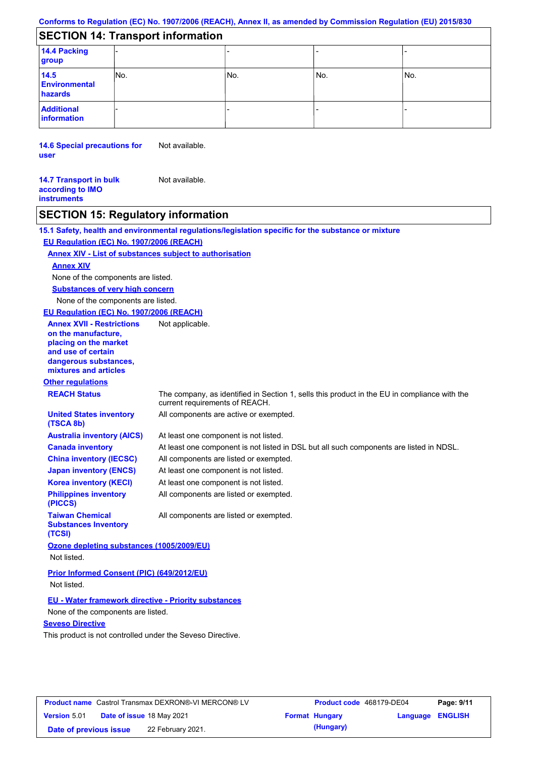Conforms to Regulation (EC) No. 1907/2006 (REACH), Annex II, as amended by Commission Regulation (EU) 2015/830

## SECTION 14: Transport information

| | | | | |
|---|---|---|---|---|
| **14.4 Packing group** | - | - | - | - |
| **14.5 Environmental hazards** | No. | No. | No. | No. |
| **Additional information** | - | - | - | - |

**14.6 Special precautions for user** Not available.

**14.7 Transport in bulk according to IMO instruments** Not available.

## SECTION 15: Regulatory information

**15.1 Safety, health and environmental regulations/legislation specific for the substance or mixture**

**EU Regulation (EC) No. 1907/2006 (REACH)**

**Annex XIV - List of substances subject to authorisation**

**Annex XIV**

None of the components are listed.

**Substances of very high concern**

None of the components are listed.

**EU Regulation (EC) No. 1907/2006 (REACH)**

**Annex XVII - Restrictions on the manufacture, placing on the market and use of certain dangerous substances, mixtures and articles** Not applicable.

**Other regulations**

**REACH Status** The company, as identified in Section 1, sells this product in the EU in compliance with the current requirements of REACH.

**United States inventory (TSCA 8b)** All components are active or exempted.

**Australia inventory (AICS)** At least one component is not listed.

**Canada inventory** At least one component is not listed in DSL but all such components are listed in NDSL.

**China inventory (IECSC)** All components are listed or exempted.

**Japan inventory (ENCS)** At least one component is not listed.

**Korea inventory (KECI)** At least one component is not listed.

**Philippines inventory (PICCS)** All components are listed or exempted.

**Taiwan Chemical Substances Inventory (TCSI)** All components are listed or exempted.

**Ozone depleting substances (1005/2009/EU)**

Not listed.

**Prior Informed Consent (PIC) (649/2012/EU)**

Not listed.

**EU - Water framework directive - Priority substances**

None of the components are listed.

**Seveso Directive**

This product is not controlled under the Seveso Directive.

| **Product name** Castrol Transmax DEXRON®-VI MERCON® LV | **Product code** 468179-DE04 | **Page: 9/11** |
|---|---|---|
| **Version** 5.01 **Date of issue** 18 May 2021 | **Format Hungary (Hungary)** | **Language ENGLISH** |
| **Date of previous issue** 22 February 2021. | | |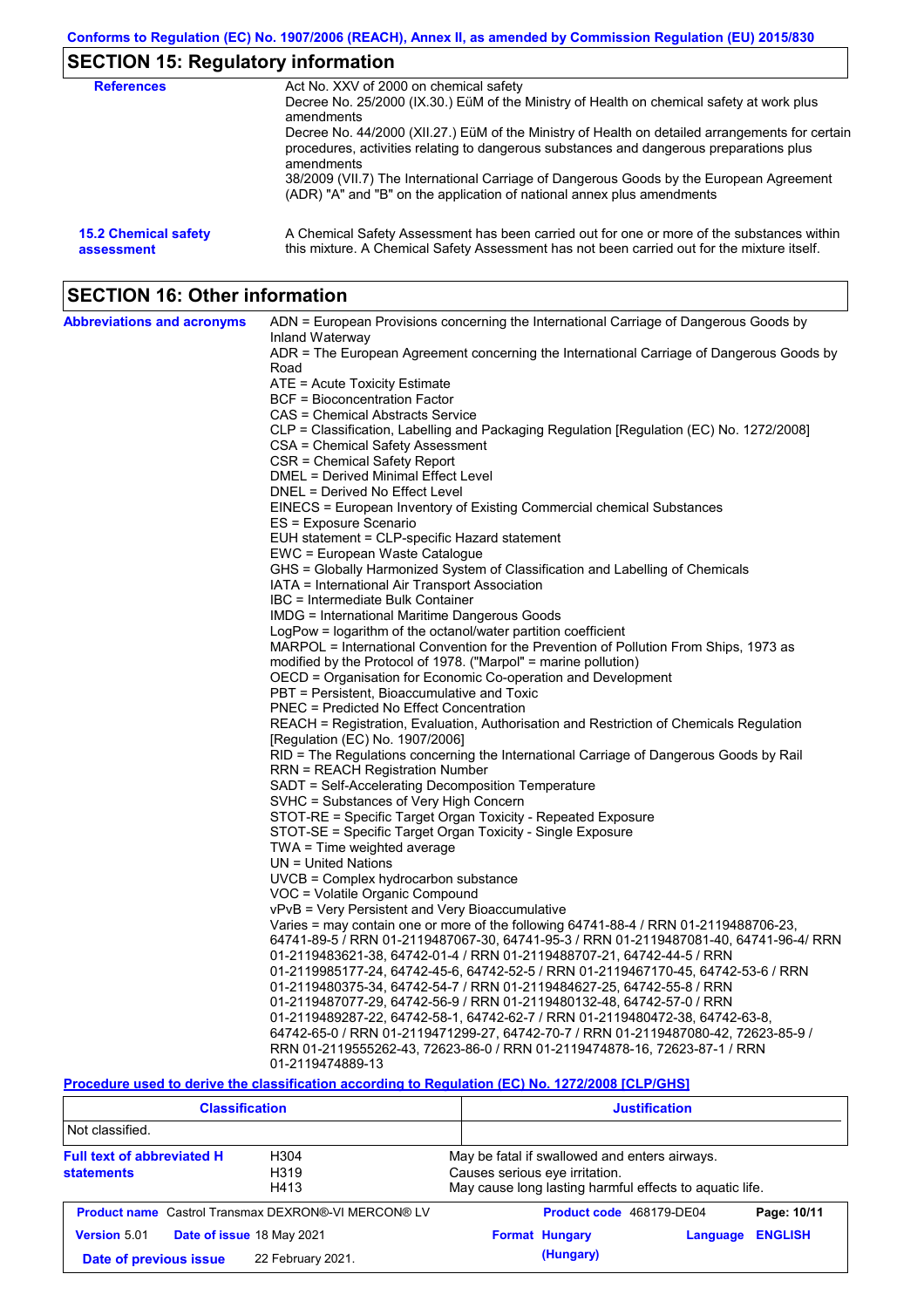## SECTION 15: Regulatory information

**References**

Act No. XXV of 2000 on chemical safety
Decree No. 25/2000 (IX.30.) EüM of the Ministry of Health on chemical safety at work plus amendments
Decree No. 44/2000 (XII.27.) EüM of the Ministry of Health on detailed arrangements for certain procedures, activities relating to dangerous substances and dangerous preparations plus amendments
38/2009 (VII.7) The International Carriage of Dangerous Goods by the European Agreement (ADR) "A" and "B" on the application of national annex plus amendments

**15.2 Chemical safety assessment**

A Chemical Safety Assessment has been carried out for one or more of the substances within this mixture. A Chemical Safety Assessment has not been carried out for the mixture itself.

## SECTION 16: Other information

**Abbreviations and acronyms**

ADN = European Provisions concerning the International Carriage of Dangerous Goods by Inland Waterway
ADR = The European Agreement concerning the International Carriage of Dangerous Goods by Road
ATE = Acute Toxicity Estimate
BCF = Bioconcentration Factor
CAS = Chemical Abstracts Service
CLP = Classification, Labelling and Packaging Regulation [Regulation (EC) No. 1272/2008]
CSA = Chemical Safety Assessment
CSR = Chemical Safety Report
DMEL = Derived Minimal Effect Level
DNEL = Derived No Effect Level
EINECS = European Inventory of Existing Commercial chemical Substances
ES = Exposure Scenario
EUH statement = CLP-specific Hazard statement
EWC = European Waste Catalogue
GHS = Globally Harmonized System of Classification and Labelling of Chemicals
IATA = International Air Transport Association
IBC = Intermediate Bulk Container
IMDG = International Maritime Dangerous Goods
LogPow = logarithm of the octanol/water partition coefficient
MARPOL = International Convention for the Prevention of Pollution From Ships, 1973 as modified by the Protocol of 1978. ("Marpol" = marine pollution)
OECD = Organisation for Economic Co-operation and Development
PBT = Persistent, Bioaccumulative and Toxic
PNEC = Predicted No Effect Concentration
REACH = Registration, Evaluation, Authorisation and Restriction of Chemicals Regulation [Regulation (EC) No. 1907/2006]
RID = The Regulations concerning the International Carriage of Dangerous Goods by Rail
RRN = REACH Registration Number
SADT = Self-Accelerating Decomposition Temperature
SVHC = Substances of Very High Concern
STOT-RE = Specific Target Organ Toxicity - Repeated Exposure
STOT-SE = Specific Target Organ Toxicity - Single Exposure
TWA = Time weighted average
UN = United Nations
UVCB = Complex hydrocarbon substance
VOC = Volatile Organic Compound
vPvB = Very Persistent and Very Bioaccumulative
Varies = may contain one or more of the following 64741-88-4 / RRN 01-2119488706-23, 64741-89-5 / RRN 01-2119487067-30, 64741-95-3 / RRN 01-2119487081-40, 64741-96-4/ RRN 01-2119483621-38, 64742-01-4 / RRN 01-2119488707-21, 64742-44-5 / RRN 01-2119985177-24, 64742-45-6, 64742-52-5 / RRN 01-2119467170-45, 64742-53-6 / RRN 01-2119480375-34, 64742-54-7 / RRN 01-2119484627-25, 64742-55-8 / RRN 01-2119487077-29, 64742-56-9 / RRN 01-2119480132-48, 64742-57-0 / RRN 01-2119489287-22, 64742-58-1, 64742-62-7 / RRN 01-2119480472-38, 64742-63-8, 64742-65-0 / RRN 01-2119471299-27, 64742-70-7 / RRN 01-2119487080-42, 72623-85-9 / RRN 01-2119555262-43, 72623-86-0 / RRN 01-2119474878-16, 72623-87-1 / RRN 01-2119474889-13

**Procedure used to derive the classification according to Regulation (EC) No. 1272/2008 [CLP/GHS]**

| Classification | Justification |
|---|---|
| Not classified. | |

**Full text of abbreviated H statements**

| | |
|---|---|
| H304 | May be fatal if swallowed and enters airways. |
| H319 | Causes serious eye irritation. |
| H413 | May cause long lasting harmful effects to aquatic life. |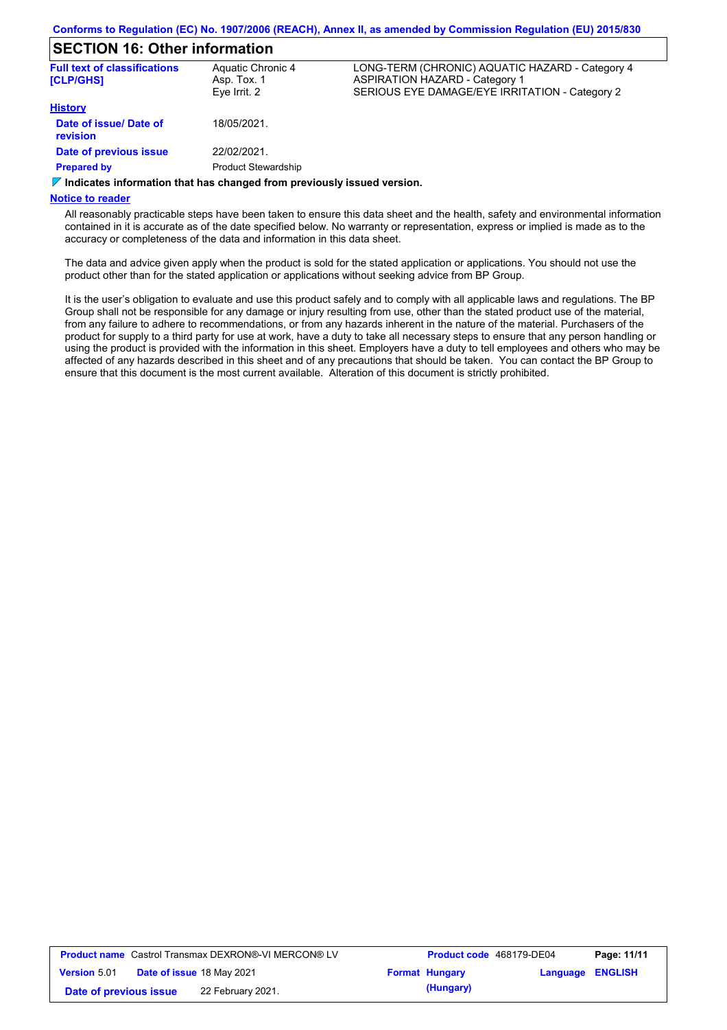## SECTION 16: Other information

| | | |
|---|---|---|
| **Full text of classifications [CLP/GHS]** | Aquatic Chronic 4 | LONG-TERM (CHRONIC) AQUATIC HAZARD - Category 4 |
| | Asp. Tox. 1 | ASPIRATION HAZARD - Category 1 |
| | Eye Irrit. 2 | SERIOUS EYE DAMAGE/EYE IRRITATION - Category 2 |

**History**

| | |
|---|---|
| **Date of issue/ Date of revision** | 18/05/2021. |
| **Date of previous issue** | 22/02/2021. |
| **Prepared by** | Product Stewardship |

**Indicates information that has changed from previously issued version.**

**Notice to reader**

All reasonably practicable steps have been taken to ensure this data sheet and the health, safety and environmental information contained in it is accurate as of the date specified below. No warranty or representation, express or implied is made as to the accuracy or completeness of the data and information in this data sheet.

The data and advice given apply when the product is sold for the stated application or applications. You should not use the product other than for the stated application or applications without seeking advice from BP Group.

It is the user's obligation to evaluate and use this product safely and to comply with all applicable laws and regulations. The BP Group shall not be responsible for any damage or injury resulting from use, other than the stated product use of the material, from any failure to adhere to recommendations, or from any hazards inherent in the nature of the material. Purchasers of the product for supply to a third party for use at work, have a duty to take all necessary steps to ensure that any person handling or using the product is provided with the information in this sheet. Employers have a duty to tell employees and others who may be affected of any hazards described in this sheet and of any precautions that should be taken. You can contact the BP Group to ensure that this document is the most current available. Alteration of this document is strictly prohibited.